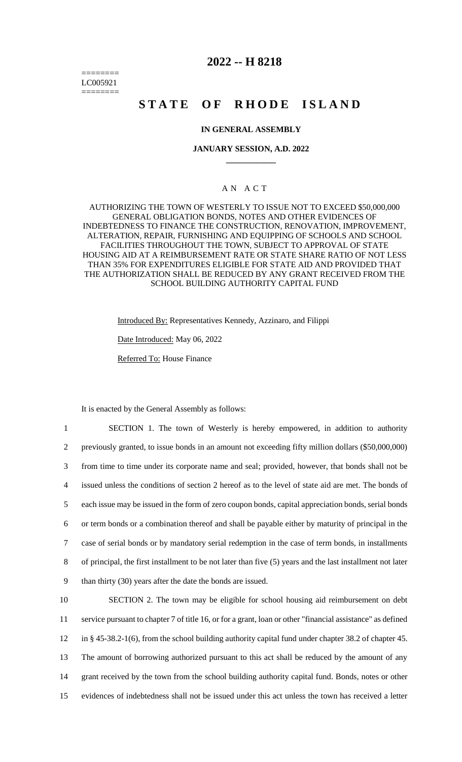========
LC005921
========

# 2022 -- H 8218

# STATE OF RHODE ISLAND

## IN GENERAL ASSEMBLY

### JANUARY SESSION, A.D. 2022

## A N A C T

AUTHORIZING THE TOWN OF WESTERLY TO ISSUE NOT TO EXCEED $50,000,000 GENERAL OBLIGATION BONDS, NOTES AND OTHER EVIDENCES OF INDEBTEDNESS TO FINANCE THE CONSTRUCTION, RENOVATION, IMPROVEMENT, ALTERATION, REPAIR, FURNISHING AND EQUIPPING OF SCHOOLS AND SCHOOL FACILITIES THROUGHOUT THE TOWN, SUBJECT TO APPROVAL OF STATE HOUSING AID AT A REIMBURSEMENT RATE OR STATE SHARE RATIO OF NOT LESS THAN 35% FOR EXPENDITURES ELIGIBLE FOR STATE AID AND PROVIDED THAT THE AUTHORIZATION SHALL BE REDUCED BY ANY GRANT RECEIVED FROM THE SCHOOL BUILDING AUTHORITY CAPITAL FUND

Introduced By: Representatives Kennedy, Azzinaro, and Filippi

Date Introduced: May 06, 2022

Referred To: House Finance

It is enacted by the General Assembly as follows:

1 SECTION 1. The town of Westerly is hereby empowered, in addition to authority
2 previously granted, to issue bonds in an amount not exceeding fifty million dollars ($50,000,000)
3 from time to time under its corporate name and seal; provided, however, that bonds shall not be
4 issued unless the conditions of section 2 hereof as to the level of state aid are met. The bonds of
5 each issue may be issued in the form of zero coupon bonds, capital appreciation bonds, serial bonds
6 or term bonds or a combination thereof and shall be payable either by maturity of principal in the
7 case of serial bonds or by mandatory serial redemption in the case of term bonds, in installments
8 of principal, the first installment to be not later than five (5) years and the last installment not later
9 than thirty (30) years after the date the bonds are issued.

10 SECTION 2. The town may be eligible for school housing aid reimbursement on debt
11 service pursuant to chapter 7 of title 16, or for a grant, loan or other "financial assistance" as defined
12 in § 45-38.2-1(6), from the school building authority capital fund under chapter 38.2 of chapter 45.
13 The amount of borrowing authorized pursuant to this act shall be reduced by the amount of any
14 grant received by the town from the school building authority capital fund. Bonds, notes or other
15 evidences of indebtedness shall not be issued under this act unless the town has received a letter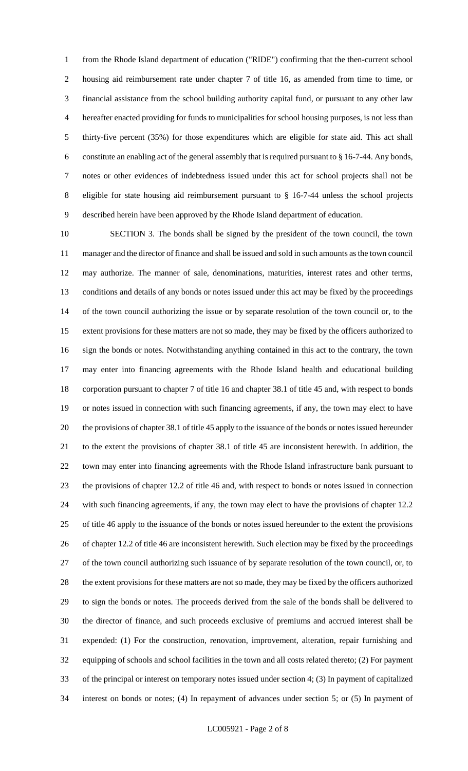from the Rhode Island department of education ("RIDE") confirming that the then-current school housing aid reimbursement rate under chapter 7 of title 16, as amended from time to time, or financial assistance from the school building authority capital fund, or pursuant to any other law hereafter enacted providing for funds to municipalities for school housing purposes, is not less than thirty-five percent (35%) for those expenditures which are eligible for state aid. This act shall constitute an enabling act of the general assembly that is required pursuant to § 16-7-44. Any bonds, notes or other evidences of indebtedness issued under this act for school projects shall not be eligible for state housing aid reimbursement pursuant to § 16-7-44 unless the school projects described herein have been approved by the Rhode Island department of education.

SECTION 3. The bonds shall be signed by the president of the town council, the town manager and the director of finance and shall be issued and sold in such amounts as the town council may authorize. The manner of sale, denominations, maturities, interest rates and other terms, conditions and details of any bonds or notes issued under this act may be fixed by the proceedings of the town council authorizing the issue or by separate resolution of the town council or, to the extent provisions for these matters are not so made, they may be fixed by the officers authorized to sign the bonds or notes. Notwithstanding anything contained in this act to the contrary, the town may enter into financing agreements with the Rhode Island health and educational building corporation pursuant to chapter 7 of title 16 and chapter 38.1 of title 45 and, with respect to bonds or notes issued in connection with such financing agreements, if any, the town may elect to have the provisions of chapter 38.1 of title 45 apply to the issuance of the bonds or notes issued hereunder to the extent the provisions of chapter 38.1 of title 45 are inconsistent herewith. In addition, the town may enter into financing agreements with the Rhode Island infrastructure bank pursuant to the provisions of chapter 12.2 of title 46 and, with respect to bonds or notes issued in connection with such financing agreements, if any, the town may elect to have the provisions of chapter 12.2 of title 46 apply to the issuance of the bonds or notes issued hereunder to the extent the provisions of chapter 12.2 of title 46 are inconsistent herewith. Such election may be fixed by the proceedings of the town council authorizing such issuance of by separate resolution of the town council, or, to the extent provisions for these matters are not so made, they may be fixed by the officers authorized to sign the bonds or notes. The proceeds derived from the sale of the bonds shall be delivered to the director of finance, and such proceeds exclusive of premiums and accrued interest shall be expended: (1) For the construction, renovation, improvement, alteration, repair furnishing and equipping of schools and school facilities in the town and all costs related thereto; (2) For payment of the principal or interest on temporary notes issued under section 4; (3) In payment of capitalized interest on bonds or notes; (4) In repayment of advances under section 5; or (5) In payment of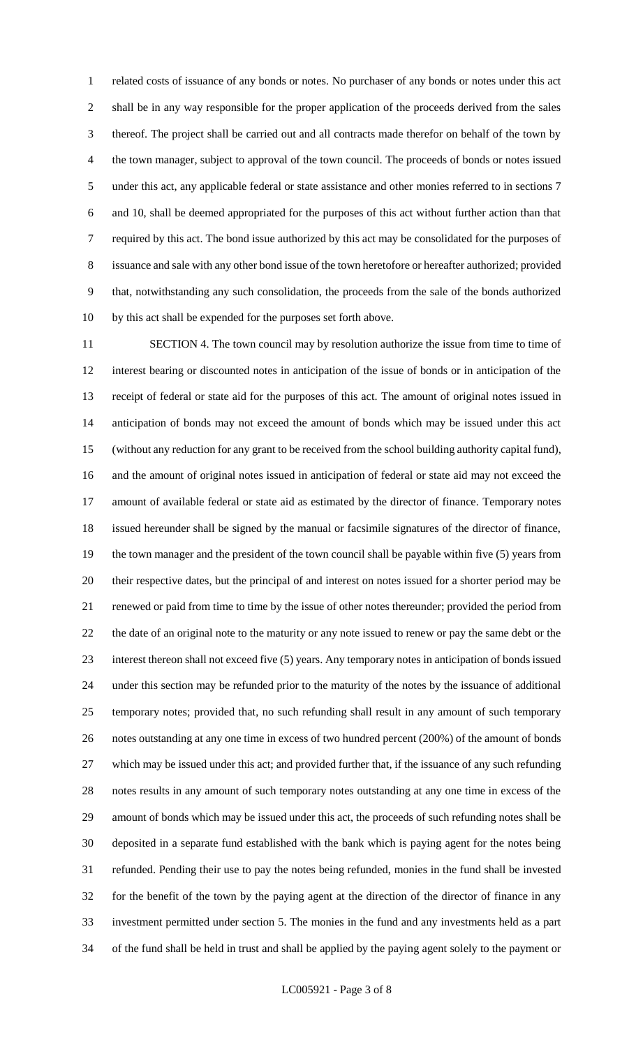related costs of issuance of any bonds or notes. No purchaser of any bonds or notes under this act shall be in any way responsible for the proper application of the proceeds derived from the sales thereof. The project shall be carried out and all contracts made therefor on behalf of the town by the town manager, subject to approval of the town council. The proceeds of bonds or notes issued under this act, any applicable federal or state assistance and other monies referred to in sections 7 and 10, shall be deemed appropriated for the purposes of this act without further action than that required by this act. The bond issue authorized by this act may be consolidated for the purposes of issuance and sale with any other bond issue of the town heretofore or hereafter authorized; provided that, notwithstanding any such consolidation, the proceeds from the sale of the bonds authorized by this act shall be expended for the purposes set forth above.

SECTION 4. The town council may by resolution authorize the issue from time to time of interest bearing or discounted notes in anticipation of the issue of bonds or in anticipation of the receipt of federal or state aid for the purposes of this act. The amount of original notes issued in anticipation of bonds may not exceed the amount of bonds which may be issued under this act (without any reduction for any grant to be received from the school building authority capital fund), and the amount of original notes issued in anticipation of federal or state aid may not exceed the amount of available federal or state aid as estimated by the director of finance. Temporary notes issued hereunder shall be signed by the manual or facsimile signatures of the director of finance, the town manager and the president of the town council shall be payable within five (5) years from their respective dates, but the principal of and interest on notes issued for a shorter period may be renewed or paid from time to time by the issue of other notes thereunder; provided the period from the date of an original note to the maturity or any note issued to renew or pay the same debt or the interest thereon shall not exceed five (5) years. Any temporary notes in anticipation of bonds issued under this section may be refunded prior to the maturity of the notes by the issuance of additional temporary notes; provided that, no such refunding shall result in any amount of such temporary notes outstanding at any one time in excess of two hundred percent (200%) of the amount of bonds which may be issued under this act; and provided further that, if the issuance of any such refunding notes results in any amount of such temporary notes outstanding at any one time in excess of the amount of bonds which may be issued under this act, the proceeds of such refunding notes shall be deposited in a separate fund established with the bank which is paying agent for the notes being refunded. Pending their use to pay the notes being refunded, monies in the fund shall be invested for the benefit of the town by the paying agent at the direction of the director of finance in any investment permitted under section 5. The monies in the fund and any investments held as a part of the fund shall be held in trust and shall be applied by the paying agent solely to the payment or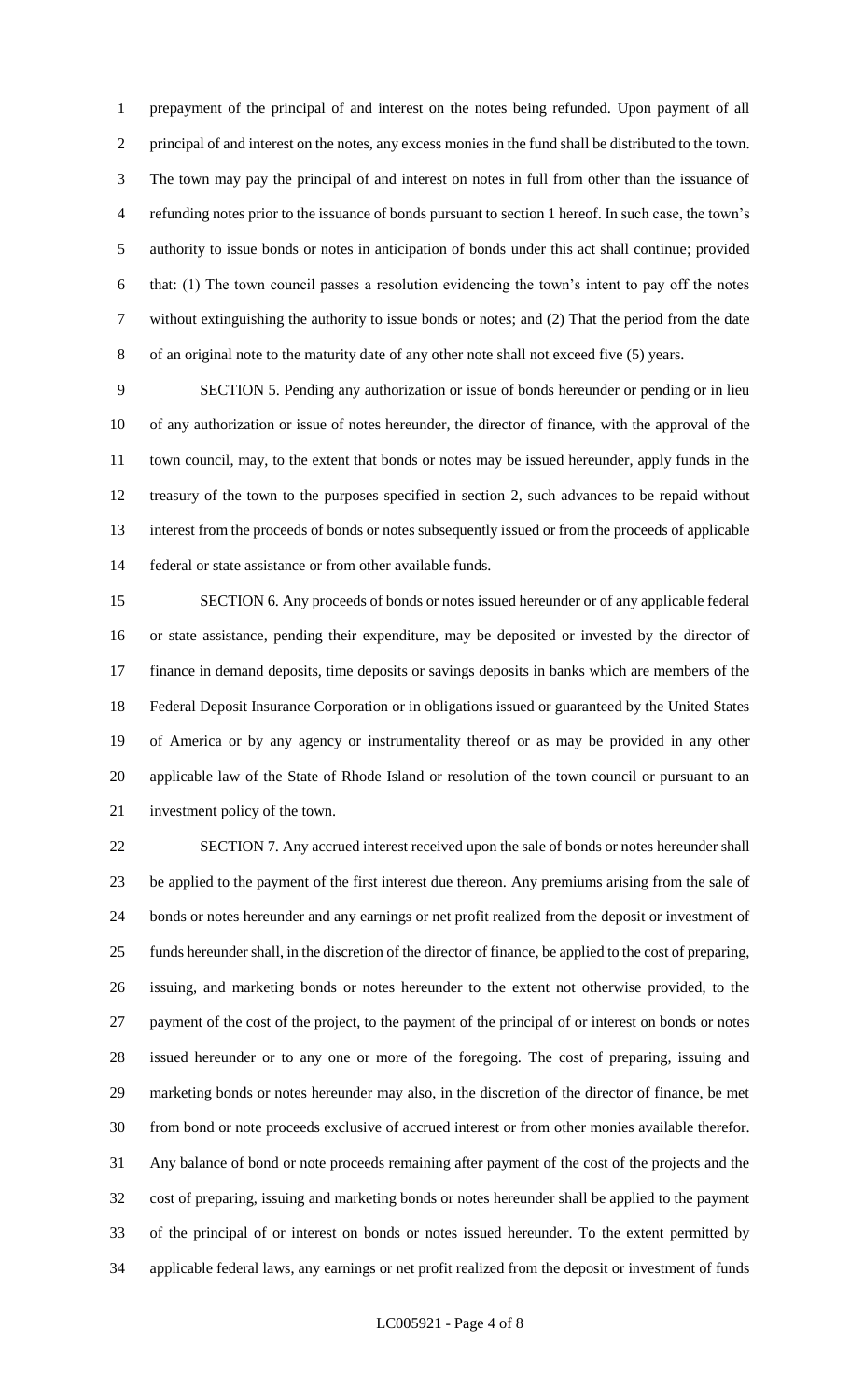prepayment of the principal of and interest on the notes being refunded. Upon payment of all principal of and interest on the notes, any excess monies in the fund shall be distributed to the town. The town may pay the principal of and interest on notes in full from other than the issuance of refunding notes prior to the issuance of bonds pursuant to section 1 hereof. In such case, the town's authority to issue bonds or notes in anticipation of bonds under this act shall continue; provided that: (1) The town council passes a resolution evidencing the town's intent to pay off the notes without extinguishing the authority to issue bonds or notes; and (2) That the period from the date of an original note to the maturity date of any other note shall not exceed five (5) years.

SECTION 5. Pending any authorization or issue of bonds hereunder or pending or in lieu of any authorization or issue of notes hereunder, the director of finance, with the approval of the town council, may, to the extent that bonds or notes may be issued hereunder, apply funds in the treasury of the town to the purposes specified in section 2, such advances to be repaid without interest from the proceeds of bonds or notes subsequently issued or from the proceeds of applicable federal or state assistance or from other available funds.

SECTION 6. Any proceeds of bonds or notes issued hereunder or of any applicable federal or state assistance, pending their expenditure, may be deposited or invested by the director of finance in demand deposits, time deposits or savings deposits in banks which are members of the Federal Deposit Insurance Corporation or in obligations issued or guaranteed by the United States of America or by any agency or instrumentality thereof or as may be provided in any other applicable law of the State of Rhode Island or resolution of the town council or pursuant to an investment policy of the town.

SECTION 7. Any accrued interest received upon the sale of bonds or notes hereunder shall be applied to the payment of the first interest due thereon. Any premiums arising from the sale of bonds or notes hereunder and any earnings or net profit realized from the deposit or investment of funds hereunder shall, in the discretion of the director of finance, be applied to the cost of preparing, issuing, and marketing bonds or notes hereunder to the extent not otherwise provided, to the payment of the cost of the project, to the payment of the principal of or interest on bonds or notes issued hereunder or to any one or more of the foregoing. The cost of preparing, issuing and marketing bonds or notes hereunder may also, in the discretion of the director of finance, be met from bond or note proceeds exclusive of accrued interest or from other monies available therefor. Any balance of bond or note proceeds remaining after payment of the cost of the projects and the cost of preparing, issuing and marketing bonds or notes hereunder shall be applied to the payment of the principal of or interest on bonds or notes issued hereunder. To the extent permitted by applicable federal laws, any earnings or net profit realized from the deposit or investment of funds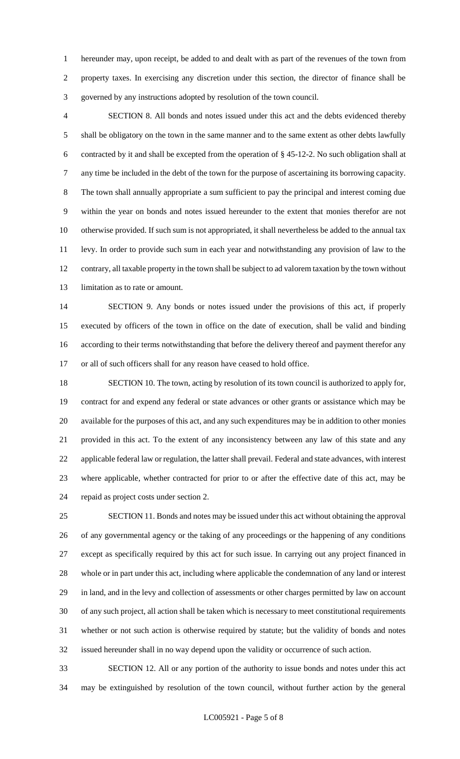hereunder may, upon receipt, be added to and dealt with as part of the revenues of the town from property taxes. In exercising any discretion under this section, the director of finance shall be governed by any instructions adopted by resolution of the town council.

SECTION 8. All bonds and notes issued under this act and the debts evidenced thereby shall be obligatory on the town in the same manner and to the same extent as other debts lawfully contracted by it and shall be excepted from the operation of § 45-12-2. No such obligation shall at any time be included in the debt of the town for the purpose of ascertaining its borrowing capacity. The town shall annually appropriate a sum sufficient to pay the principal and interest coming due within the year on bonds and notes issued hereunder to the extent that monies therefor are not otherwise provided. If such sum is not appropriated, it shall nevertheless be added to the annual tax levy. In order to provide such sum in each year and notwithstanding any provision of law to the contrary, all taxable property in the town shall be subject to ad valorem taxation by the town without limitation as to rate or amount.

SECTION 9. Any bonds or notes issued under the provisions of this act, if properly executed by officers of the town in office on the date of execution, shall be valid and binding according to their terms notwithstanding that before the delivery thereof and payment therefor any or all of such officers shall for any reason have ceased to hold office.

SECTION 10. The town, acting by resolution of its town council is authorized to apply for, contract for and expend any federal or state advances or other grants or assistance which may be available for the purposes of this act, and any such expenditures may be in addition to other monies provided in this act. To the extent of any inconsistency between any law of this state and any applicable federal law or regulation, the latter shall prevail. Federal and state advances, with interest where applicable, whether contracted for prior to or after the effective date of this act, may be repaid as project costs under section 2.

SECTION 11. Bonds and notes may be issued under this act without obtaining the approval of any governmental agency or the taking of any proceedings or the happening of any conditions except as specifically required by this act for such issue. In carrying out any project financed in whole or in part under this act, including where applicable the condemnation of any land or interest in land, and in the levy and collection of assessments or other charges permitted by law on account of any such project, all action shall be taken which is necessary to meet constitutional requirements whether or not such action is otherwise required by statute; but the validity of bonds and notes issued hereunder shall in no way depend upon the validity or occurrence of such action.

SECTION 12. All or any portion of the authority to issue bonds and notes under this act may be extinguished by resolution of the town council, without further action by the general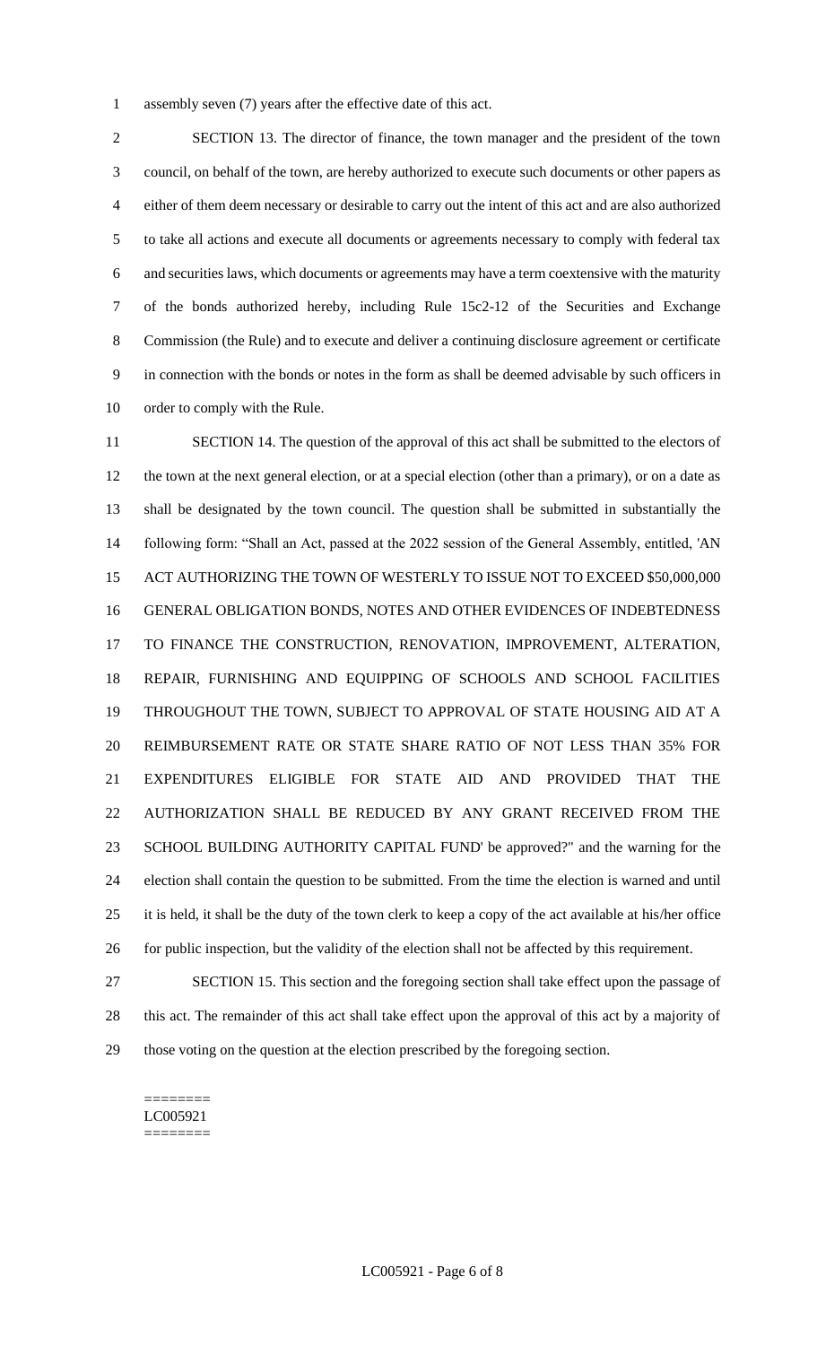assembly seven (7) years after the effective date of this act.

SECTION 13. The director of finance, the town manager and the president of the town council, on behalf of the town, are hereby authorized to execute such documents or other papers as either of them deem necessary or desirable to carry out the intent of this act and are also authorized to take all actions and execute all documents or agreements necessary to comply with federal tax and securities laws, which documents or agreements may have a term coextensive with the maturity of the bonds authorized hereby, including Rule 15c2-12 of the Securities and Exchange Commission (the Rule) and to execute and deliver a continuing disclosure agreement or certificate in connection with the bonds or notes in the form as shall be deemed advisable by such officers in order to comply with the Rule.

SECTION 14. The question of the approval of this act shall be submitted to the electors of the town at the next general election, or at a special election (other than a primary), or on a date as shall be designated by the town council. The question shall be submitted in substantially the following form: "Shall an Act, passed at the 2022 session of the General Assembly, entitled, 'AN ACT AUTHORIZING THE TOWN OF WESTERLY TO ISSUE NOT TO EXCEED $50,000,000 GENERAL OBLIGATION BONDS, NOTES AND OTHER EVIDENCES OF INDEBTEDNESS TO FINANCE THE CONSTRUCTION, RENOVATION, IMPROVEMENT, ALTERATION, REPAIR, FURNISHING AND EQUIPPING OF SCHOOLS AND SCHOOL FACILITIES THROUGHOUT THE TOWN, SUBJECT TO APPROVAL OF STATE HOUSING AID AT A REIMBURSEMENT RATE OR STATE SHARE RATIO OF NOT LESS THAN 35% FOR EXPENDITURES ELIGIBLE FOR STATE AID AND PROVIDED THAT THE AUTHORIZATION SHALL BE REDUCED BY ANY GRANT RECEIVED FROM THE SCHOOL BUILDING AUTHORITY CAPITAL FUND' be approved?" and the warning for the election shall contain the question to be submitted. From the time the election is warned and until it is held, it shall be the duty of the town clerk to keep a copy of the act available at his/her office for public inspection, but the validity of the election shall not be affected by this requirement.

SECTION 15. This section and the foregoing section shall take effect upon the passage of this act. The remainder of this act shall take effect upon the approval of this act by a majority of those voting on the question at the election prescribed by the foregoing section.

========
LC005921
========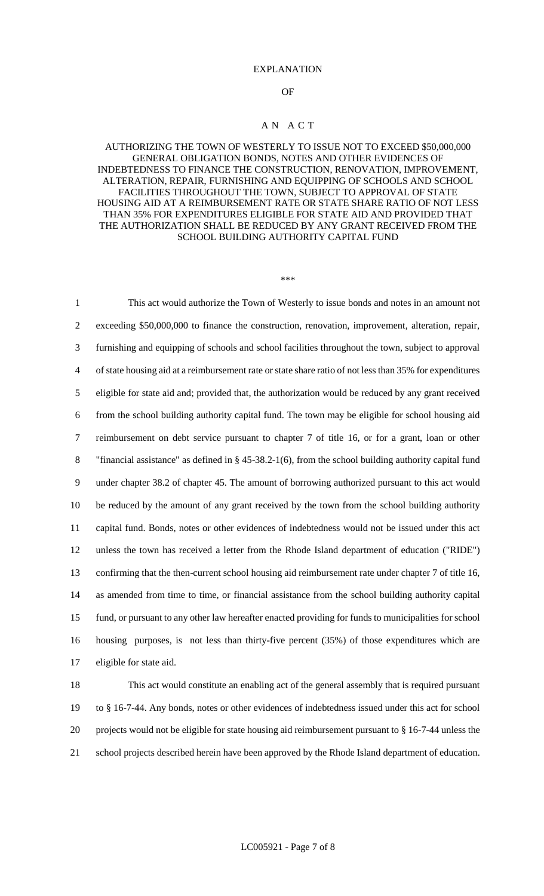EXPLANATION

OF

A N A C T

AUTHORIZING THE TOWN OF WESTERLY TO ISSUE NOT TO EXCEED $50,000,000 GENERAL OBLIGATION BONDS, NOTES AND OTHER EVIDENCES OF INDEBTEDNESS TO FINANCE THE CONSTRUCTION, RENOVATION, IMPROVEMENT, ALTERATION, REPAIR, FURNISHING AND EQUIPPING OF SCHOOLS AND SCHOOL FACILITIES THROUGHOUT THE TOWN, SUBJECT TO APPROVAL OF STATE HOUSING AID AT A REIMBURSEMENT RATE OR STATE SHARE RATIO OF NOT LESS THAN 35% FOR EXPENDITURES ELIGIBLE FOR STATE AID AND PROVIDED THAT THE AUTHORIZATION SHALL BE REDUCED BY ANY GRANT RECEIVED FROM THE SCHOOL BUILDING AUTHORITY CAPITAL FUND

***

1 This act would authorize the Town of Westerly to issue bonds and notes in an amount not
2 exceeding $50,000,000 to finance the construction, renovation, improvement, alteration, repair,
3 furnishing and equipping of schools and school facilities throughout the town, subject to approval
4 of state housing aid at a reimbursement rate or state share ratio of not less than 35% for expenditures
5 eligible for state aid and; provided that, the authorization would be reduced by any grant received
6 from the school building authority capital fund. The town may be eligible for school housing aid
7 reimbursement on debt service pursuant to chapter 7 of title 16, or for a grant, loan or other
8 "financial assistance" as defined in § 45-38.2-1(6), from the school building authority capital fund
9 under chapter 38.2 of chapter 45. The amount of borrowing authorized pursuant to this act would
10 be reduced by the amount of any grant received by the town from the school building authority
11 capital fund. Bonds, notes or other evidences of indebtedness would not be issued under this act
12 unless the town has received a letter from the Rhode Island department of education ("RIDE")
13 confirming that the then-current school housing aid reimbursement rate under chapter 7 of title 16,
14 as amended from time to time, or financial assistance from the school building authority capital
15 fund, or pursuant to any other law hereafter enacted providing for funds to municipalities for school
16 housing purposes, is not less than thirty-five percent (35%) of those expenditures which are
17 eligible for state aid.

18 This act would constitute an enabling act of the general assembly that is required pursuant
19 to § 16-7-44. Any bonds, notes or other evidences of indebtedness issued under this act for school
20 projects would not be eligible for state housing aid reimbursement pursuant to § 16-7-44 unless the
21 school projects described herein have been approved by the Rhode Island department of education.

LC005921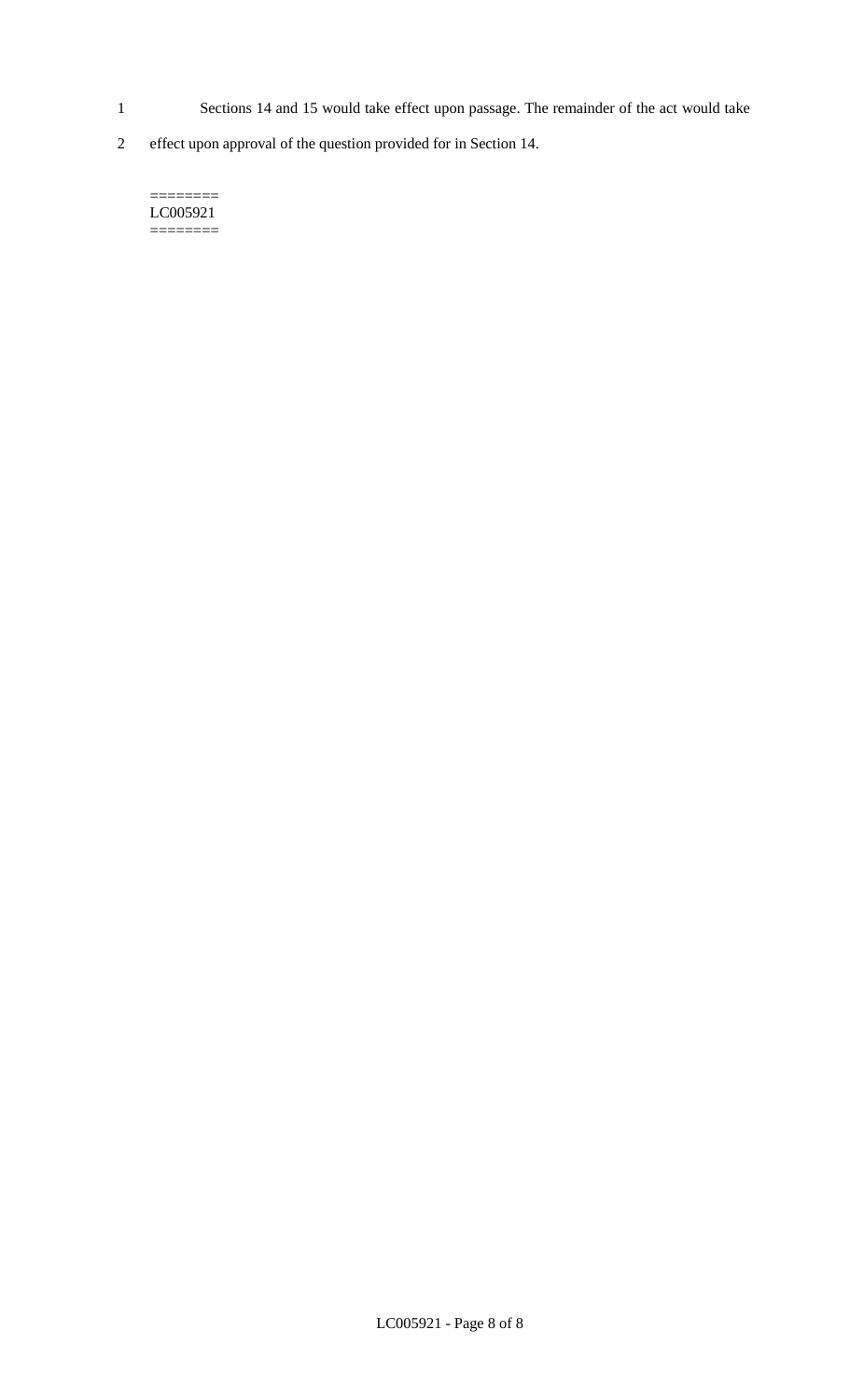Sections 14 and 15 would take effect upon passage. The remainder of the act would take effect upon approval of the question provided for in Section 14.

========
LC005921
========